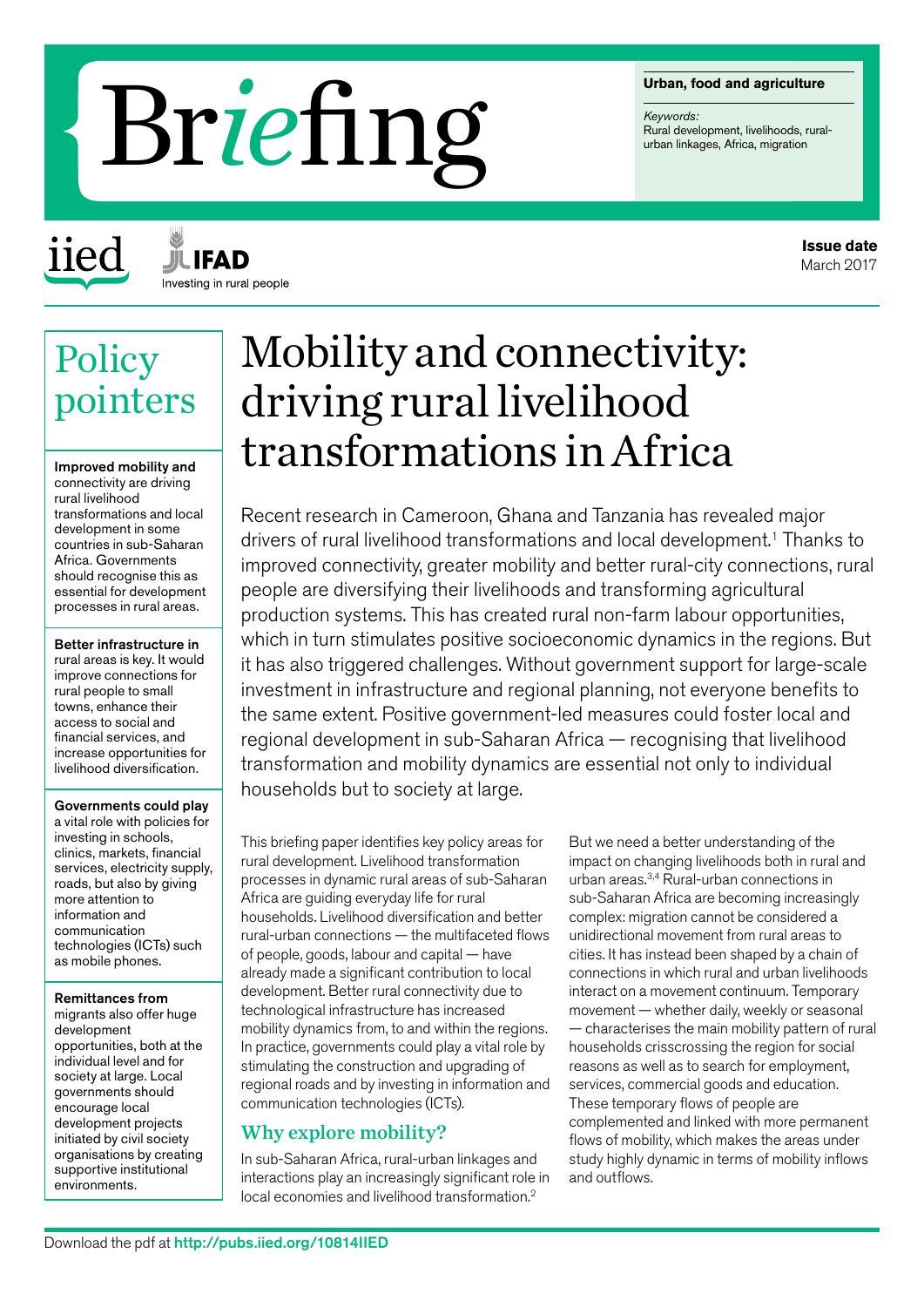**Urban, food and agriculture**

*Keywords:*
Rural development, livelihoods, rural-urban linkages, Africa, migration

**Issue date**
March 2017

# Mobility and connectivity: driving rural livelihood transformations in Africa

## Policy pointers

**Improved mobility and** connectivity are driving rural livelihood transformations and local development in some countries in sub-Saharan Africa. Governments should recognise this as essential for development processes in rural areas.

**Better infrastructure in** rural areas is key. It would improve connections for rural people to small towns, enhance their access to social and financial services, and increase opportunities for livelihood diversification.

**Governments could play** a vital role with policies for investing in schools, clinics, markets, financial services, electricity supply, roads, but also by giving more attention to information and communication technologies (ICTs) such as mobile phones.

**Remittances from** migrants also offer huge development opportunities, both at the individual level and for society at large. Local governments should encourage local development projects initiated by civil society organisations by creating supportive institutional environments.

Recent research in Cameroon, Ghana and Tanzania has revealed major drivers of rural livelihood transformations and local development.[1] Thanks to improved connectivity, greater mobility and better rural-city connections, rural people are diversifying their livelihoods and transforming agricultural production systems. This has created rural non-farm labour opportunities, which in turn stimulates positive socioeconomic dynamics in the regions. But it has also triggered challenges. Without government support for large-scale investment in infrastructure and regional planning, not everyone benefits to the same extent. Positive government-led measures could foster local and regional development in sub-Saharan Africa — recognising that livelihood transformation and mobility dynamics are essential not only to individual households but to society at large.

This briefing paper identifies key policy areas for rural development. Livelihood transformation processes in dynamic rural areas of sub-Saharan Africa are guiding everyday life for rural households. Livelihood diversification and better rural-urban connections — the multifaceted flows of people, goods, labour and capital — have already made a significant contribution to local development. Better rural connectivity due to technological infrastructure has increased mobility dynamics from, to and within the regions. In practice, governments could play a vital role by stimulating the construction and upgrading of regional roads and by investing in information and communication technologies (ICTs).

## Why explore mobility?

In sub-Saharan Africa, rural-urban linkages and interactions play an increasingly significant role in local economies and livelihood transformation.[2] But we need a better understanding of the impact on changing livelihoods both in rural and urban areas.[3,4] Rural-urban connections in sub-Saharan Africa are becoming increasingly complex: migration cannot be considered a unidirectional movement from rural areas to cities. It has instead been shaped by a chain of connections in which rural and urban livelihoods interact on a movement continuum. Temporary movement — whether daily, weekly or seasonal — characterises the main mobility pattern of rural households crisscrossing the region for social reasons as well as to search for employment, services, commercial goods and education. These temporary flows of people are complemented and linked with more permanent flows of mobility, which makes the areas under study highly dynamic in terms of mobility inflows and outflows.

Download the pdf at **http://pubs.iied.org/10814IIED**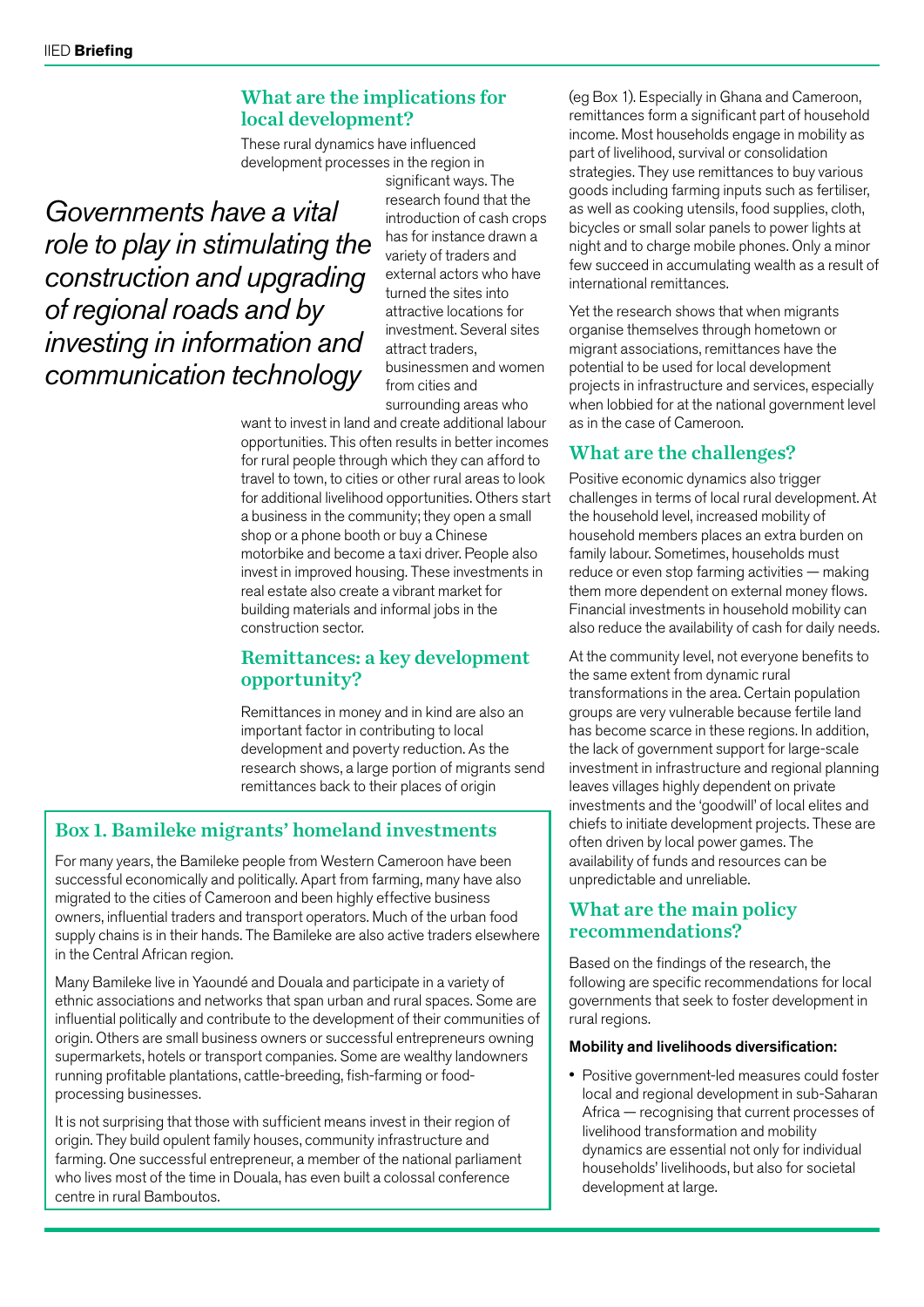## What are the implications for local development?

These rural dynamics have influenced development processes in the region in significant ways. The research found that the introduction of cash crops has for instance drawn a variety of traders and external actors who have turned the sites into attractive locations for investment. Several sites attract traders, businessmen and women from cities and surrounding areas who want to invest in land and create additional labour opportunities. This often results in better incomes for rural people through which they can afford to travel to town, to cities or other rural areas to look for additional livelihood opportunities. Others start a business in the community; they open a small shop or a phone booth or buy a Chinese motorbike and become a taxi driver. People also invest in improved housing. These investments in real estate also create a vibrant market for building materials and informal jobs in the construction sector.

*Governments have a vital role to play in stimulating the construction and upgrading of regional roads and by investing in information and communication technology*

## Remittances: a key development opportunity?

Remittances in money and in kind are also an important factor in contributing to local development and poverty reduction. As the research shows, a large portion of migrants send remittances back to their places of origin (eg Box 1). Especially in Ghana and Cameroon, remittances form a significant part of household income. Most households engage in mobility as part of livelihood, survival or consolidation strategies. They use remittances to buy various goods including farming inputs such as fertiliser, as well as cooking utensils, food supplies, cloth, bicycles or small solar panels to power lights at night and to charge mobile phones. Only a minor few succeed in accumulating wealth as a result of international remittances.

Yet the research shows that when migrants organise themselves through hometown or migrant associations, remittances have the potential to be used for local development projects in infrastructure and services, especially when lobbied for at the national government level as in the case of Cameroon.

### Box 1. Bamileke migrants' homeland investments

For many years, the Bamileke people from Western Cameroon have been successful economically and politically. Apart from farming, many have also migrated to the cities of Cameroon and been highly effective business owners, influential traders and transport operators. Much of the urban food supply chains is in their hands. The Bamileke are also active traders elsewhere in the Central African region.

Many Bamileke live in Yaoundé and Douala and participate in a variety of ethnic associations and networks that span urban and rural spaces. Some are influential politically and contribute to the development of their communities of origin. Others are small business owners or successful entrepreneurs owning supermarkets, hotels or transport companies. Some are wealthy landowners running profitable plantations, cattle-breeding, fish-farming or food-processing businesses.

It is not surprising that those with sufficient means invest in their region of origin. They build opulent family houses, community infrastructure and farming. One successful entrepreneur, a member of the national parliament who lives most of the time in Douala, has even built a colossal conference centre in rural Bamboutos.

## What are the challenges?

Positive economic dynamics also trigger challenges in terms of local rural development. At the household level, increased mobility of household members places an extra burden on family labour. Sometimes, households must reduce or even stop farming activities — making them more dependent on external money flows. Financial investments in household mobility can also reduce the availability of cash for daily needs.

At the community level, not everyone benefits to the same extent from dynamic rural transformations in the area. Certain population groups are very vulnerable because fertile land has become scarce in these regions. In addition, the lack of government support for large-scale investment in infrastructure and regional planning leaves villages highly dependent on private investments and the 'goodwill' of local elites and chiefs to initiate development projects. These are often driven by local power games. The availability of funds and resources can be unpredictable and unreliable.

## What are the main policy recommendations?

Based on the findings of the research, the following are specific recommendations for local governments that seek to foster development in rural regions.

**Mobility and livelihoods diversification:**

- Positive government-led measures could foster local and regional development in sub-Saharan Africa — recognising that current processes of livelihood transformation and mobility dynamics are essential not only for individual households' livelihoods, but also for societal development at large.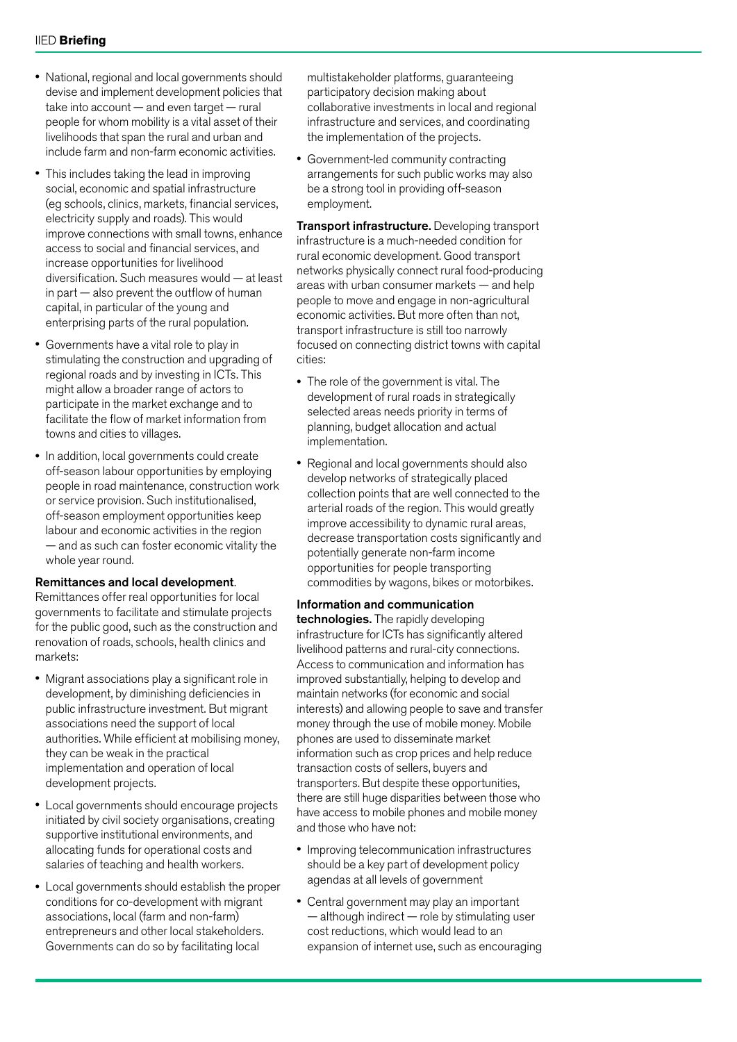- National, regional and local governments should devise and implement development policies that take into account — and even target — rural people for whom mobility is a vital asset of their livelihoods that span the rural and urban and include farm and non-farm economic activities.
- This includes taking the lead in improving social, economic and spatial infrastructure (eg schools, clinics, markets, financial services, electricity supply and roads). This would improve connections with small towns, enhance access to social and financial services, and increase opportunities for livelihood diversification. Such measures would — at least in part — also prevent the outflow of human capital, in particular of the young and enterprising parts of the rural population.
- Governments have a vital role to play in stimulating the construction and upgrading of regional roads and by investing in ICTs. This might allow a broader range of actors to participate in the market exchange and to facilitate the flow of market information from towns and cities to villages.
- In addition, local governments could create off-season labour opportunities by employing people in road maintenance, construction work or service provision. Such institutionalised, off-season employment opportunities keep labour and economic activities in the region — and as such can foster economic vitality the whole year round.

**Remittances and local development**. Remittances offer real opportunities for local governments to facilitate and stimulate projects for the public good, such as the construction and renovation of roads, schools, health clinics and markets:

- Migrant associations play a significant role in development, by diminishing deficiencies in public infrastructure investment. But migrant associations need the support of local authorities. While efficient at mobilising money, they can be weak in the practical implementation and operation of local development projects.
- Local governments should encourage projects initiated by civil society organisations, creating supportive institutional environments, and allocating funds for operational costs and salaries of teaching and health workers.
- Local governments should establish the proper conditions for co-development with migrant associations, local (farm and non-farm) entrepreneurs and other local stakeholders. Governments can do so by facilitating local multistakeholder platforms, guaranteeing participatory decision making about collaborative investments in local and regional infrastructure and services, and coordinating the implementation of the projects.
- Government-led community contracting arrangements for such public works may also be a strong tool in providing off-season employment.

**Transport infrastructure.** Developing transport infrastructure is a much-needed condition for rural economic development. Good transport networks physically connect rural food-producing areas with urban consumer markets — and help people to move and engage in non-agricultural economic activities. But more often than not, transport infrastructure is still too narrowly focused on connecting district towns with capital cities:

- The role of the government is vital. The development of rural roads in strategically selected areas needs priority in terms of planning, budget allocation and actual implementation.
- Regional and local governments should also develop networks of strategically placed collection points that are well connected to the arterial roads of the region. This would greatly improve accessibility to dynamic rural areas, decrease transportation costs significantly and potentially generate non-farm income opportunities for people transporting commodities by wagons, bikes or motorbikes.

**Information and communication technologies.** The rapidly developing infrastructure for ICTs has significantly altered livelihood patterns and rural-city connections. Access to communication and information has improved substantially, helping to develop and maintain networks (for economic and social interests) and allowing people to save and transfer money through the use of mobile money. Mobile phones are used to disseminate market information such as crop prices and help reduce transaction costs of sellers, buyers and transporters. But despite these opportunities, there are still huge disparities between those who have access to mobile phones and mobile money and those who have not:

- Improving telecommunication infrastructures should be a key part of development policy agendas at all levels of government
- Central government may play an important — although indirect — role by stimulating user cost reductions, which would lead to an expansion of internet use, such as encouraging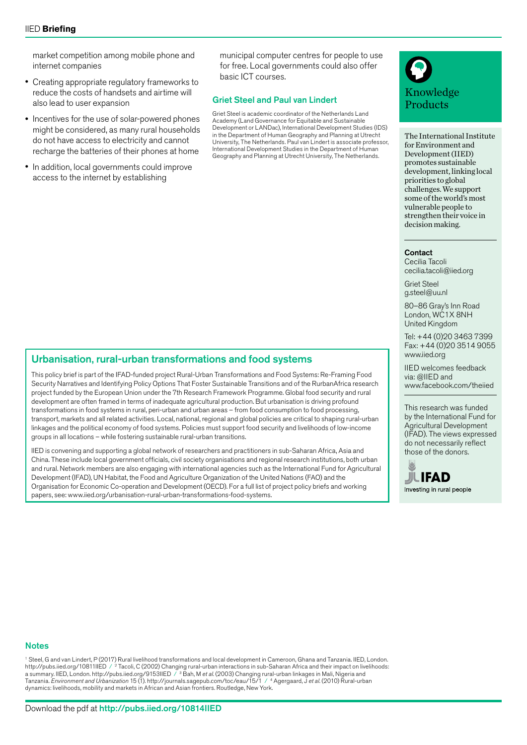market competition among mobile phone and internet companies

- Creating appropriate regulatory frameworks to reduce the costs of handsets and airtime will also lead to user expansion
- Incentives for the use of solar-powered phones might be considered, as many rural households do not have access to electricity and cannot recharge the batteries of their phones at home
- In addition, local governments could improve access to the internet by establishing municipal computer centres for people to use for free. Local governments could also offer basic ICT courses.

### Griet Steel and Paul van Lindert

Griet Steel is academic coordinator of the Netherlands Land Academy (Land Governance for Equitable and Sustainable Development or LANDac), International Development Studies (IDS) in the Department of Human Geography and Planning at Utrecht University, The Netherlands. Paul van Lindert is associate professor, International Development Studies in the Department of Human Geography and Planning at Utrecht University, The Netherlands.

## Urbanisation, rural-urban transformations and food systems

This policy brief is part of the IFAD-funded project Rural-Urban Transformations and Food Systems: Re-Framing Food Security Narratives and Identifying Policy Options That Foster Sustainable Transitions and of the RurbanAfrica research project funded by the European Union under the 7th Research Framework Programme. Global food security and rural development are often framed in terms of inadequate agricultural production. But urbanisation is driving profound transformations in food systems in rural, peri-urban and urban areas – from food consumption to food processing, transport, markets and all related activities. Local, national, regional and global policies are critical to shaping rural-urban linkages and the political economy of food systems. Policies must support food security and livelihoods of low-income groups in all locations – while fostering sustainable rural-urban transitions.

IIED is convening and supporting a global network of researchers and practitioners in sub-Saharan Africa, Asia and China. These include local government officials, civil society organisations and regional research institutions, both urban and rural. Network members are also engaging with international agencies such as the International Fund for Agricultural Development (IFAD), UN Habitat, the Food and Agriculture Organization of the United Nations (FAO) and the Organisation for Economic Co-operation and Development (OECD). For a full list of project policy briefs and working papers, see: www.iied.org/urbanisation-rural-urban-transformations-food-systems.

### Knowledge Products

The International Institute for Environment and Development (IIED) promotes sustainable development, linking local priorities to global challenges. We support some of the world's most vulnerable people to strengthen their voice in decision making.

**Contact**
Cecilia Tacoli
cecilia.tacoli@iied.org

Griet Steel
g.steel@uu.nl

80–86 Gray's Inn Road
London, WC1X 8NH
United Kingdom

Tel: +44 (0)20 3463 7399
Fax: +44 (0)20 3514 9055
www.iied.org

IIED welcomes feedback via: @IIED and www.facebook.com/theiied

This research was funded by the International Fund for Agricultural Development (IFAD). The views expressed do not necessarily reflect those of the donors.

IFAD
Investing in rural people

### Notes

[1] Steel, G and van Lindert, P (2017) Rural livelihood transformations and local development in Cameroon, Ghana and Tanzania. IIED, London. http://pubs.iied.org/10811IIED / [2] Tacoli, C (2002) Changing rural-urban interactions in sub-Saharan Africa and their impact on livelihoods: a summary. IIED, London. http://pubs.iied.org/9153IIED / [3] Bah, M *et al.* (2003) Changing rural-urban linkages in Mali, Nigeria and Tanzania. *Environment and Urbanization* 15 (1). http://journals.sagepub.com/toc/eau/15/1 / [4] Agergaard, J *et al.* (2010) Rural-urban dynamics: livelihoods, mobility and markets in African and Asian frontiers. Routledge, New York.

Download the pdf at **http://pubs.iied.org/10814IIED**